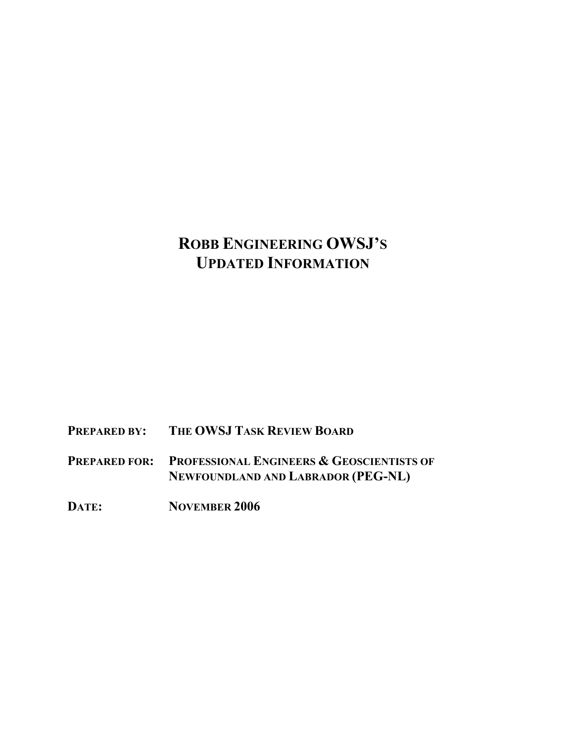# ROBB ENGINEERING OWSJ'S UPDATED INFORMATION

**PREPARED BY:** THE OWSJ TASK REVIEW BOARD

**PREPARED FOR:** PROFESSIONAL ENGINEERS & GEOSCIENTISTS OF NEWFOUNDLAND AND LABRADOR (PEG-NL)

**DATE:** NOVEMBER 2006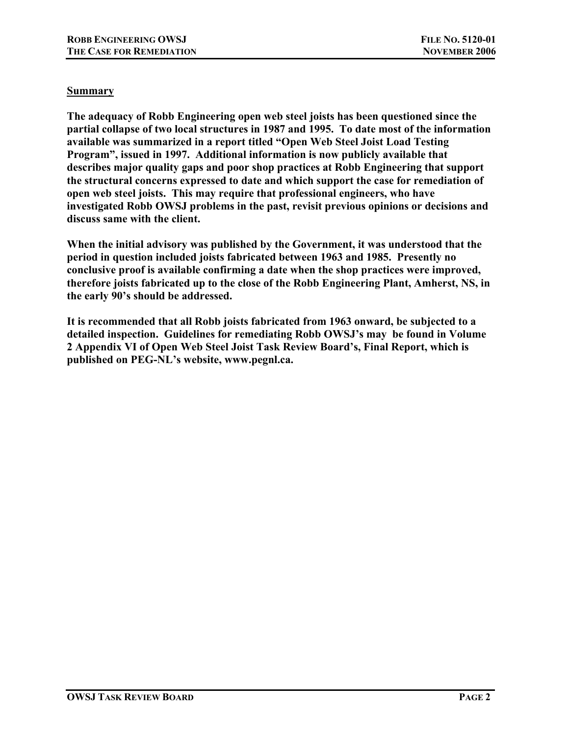## Summary

**The adequacy of Robb Engineering open web steel joists has been questioned since the partial collapse of two local structures in 1987 and 1995. To date most of the information available was summarized in a report titled "Open Web Steel Joist Load Testing Program", issued in 1997. Additional information is now publicly available that describes major quality gaps and poor shop practices at Robb Engineering that support the structural concerns expressed to date and which support the case for remediation of open web steel joists. This may require that professional engineers, who have investigated Robb OWSJ problems in the past, revisit previous opinions or decisions and discuss same with the client.**

**When the initial advisory was published by the Government, it was understood that the period in question included joists fabricated between 1963 and 1985. Presently no conclusive proof is available confirming a date when the shop practices were improved, therefore joists fabricated up to the close of the Robb Engineering Plant, Amherst, NS, in the early 90's should be addressed.**

**It is recommended that all Robb joists fabricated from 1963 onward, be subjected to a detailed inspection. Guidelines for remediating Robb OWSJ's may be found in Volume 2 Appendix VI of Open Web Steel Joist Task Review Board's, Final Report, which is published on PEG-NL's website, www.pegnl.ca.**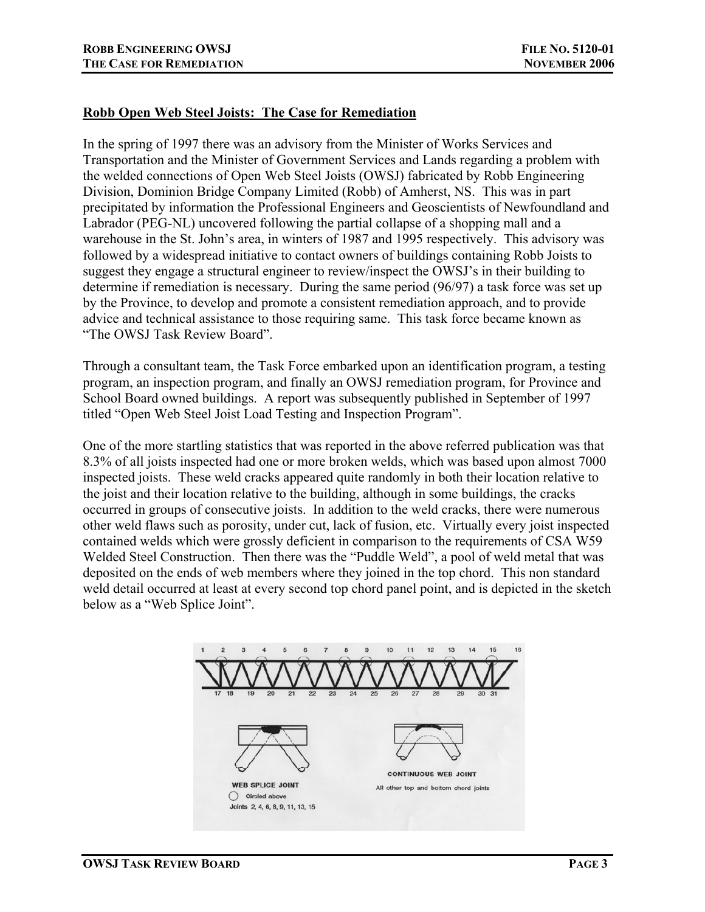## Robb Open Web Steel Joists: The Case for Remediation

In the spring of 1997 there was an advisory from the Minister of Works Services and Transportation and the Minister of Government Services and Lands regarding a problem with the welded connections of Open Web Steel Joists (OWSJ) fabricated by Robb Engineering Division, Dominion Bridge Company Limited (Robb) of Amherst, NS. This was in part precipitated by information the Professional Engineers and Geoscientists of Newfoundland and Labrador (PEG-NL) uncovered following the partial collapse of a shopping mall and a warehouse in the St. John's area, in winters of 1987 and 1995 respectively. This advisory was followed by a widespread initiative to contact owners of buildings containing Robb Joists to suggest they engage a structural engineer to review/inspect the OWSJ's in their building to determine if remediation is necessary. During the same period (96/97) a task force was set up by the Province, to develop and promote a consistent remediation approach, and to provide advice and technical assistance to those requiring same. This task force became known as "The OWSJ Task Review Board".

Through a consultant team, the Task Force embarked upon an identification program, a testing program, an inspection program, and finally an OWSJ remediation program, for Province and School Board owned buildings. A report was subsequently published in September of 1997 titled "Open Web Steel Joist Load Testing and Inspection Program".

One of the more startling statistics that was reported in the above referred publication was that 8.3% of all joists inspected had one or more broken welds, which was based upon almost 7000 inspected joists. These weld cracks appeared quite randomly in both their location relative to the joist and their location relative to the building, although in some buildings, the cracks occurred in groups of consecutive joists. In addition to the weld cracks, there were numerous other weld flaws such as porosity, under cut, lack of fusion, etc. Virtually every joist inspected contained welds which were grossly deficient in comparison to the requirements of CSA W59 Welded Steel Construction. Then there was the "Puddle Weld", a pool of weld metal that was deposited on the ends of web members where they joined in the top chord. This non standard weld detail occurred at least at every second top chord panel point, and is depicted in the sketch below as a "Web Splice Joint".

WEB SPLICE JOINT
○ Circled above
Joints 2, 4, 6, 8, 9, 11, 13, 15

CONTINUOUS WEB JOINT
All other top and bottom chord joints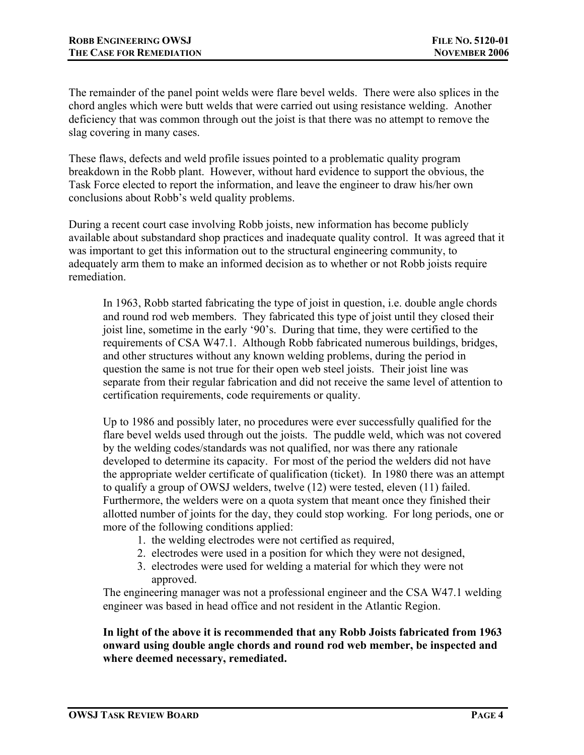The remainder of the panel point welds were flare bevel welds. There were also splices in the chord angles which were butt welds that were carried out using resistance welding. Another deficiency that was common through out the joist is that there was no attempt to remove the slag covering in many cases.

These flaws, defects and weld profile issues pointed to a problematic quality program breakdown in the Robb plant. However, without hard evidence to support the obvious, the Task Force elected to report the information, and leave the engineer to draw his/her own conclusions about Robb's weld quality problems.

During a recent court case involving Robb joists, new information has become publicly available about substandard shop practices and inadequate quality control. It was agreed that it was important to get this information out to the structural engineering community, to adequately arm them to make an informed decision as to whether or not Robb joists require remediation.

> In 1963, Robb started fabricating the type of joist in question, i.e. double angle chords and round rod web members. They fabricated this type of joist until they closed their joist line, sometime in the early '90's. During that time, they were certified to the requirements of CSA W47.1. Although Robb fabricated numerous buildings, bridges, and other structures without any known welding problems, during the period in question the same is not true for their open web steel joists. Their joist line was separate from their regular fabrication and did not receive the same level of attention to certification requirements, code requirements or quality.
>
> Up to 1986 and possibly later, no procedures were ever successfully qualified for the flare bevel welds used through out the joists. The puddle weld, which was not covered by the welding codes/standards was not qualified, nor was there any rationale developed to determine its capacity. For most of the period the welders did not have the appropriate welder certificate of qualification (ticket). In 1980 there was an attempt to qualify a group of OWSJ welders, twelve (12) were tested, eleven (11) failed. Furthermore, the welders were on a quota system that meant once they finished their allotted number of joints for the day, they could stop working. For long periods, one or more of the following conditions applied:
>
> 1. the welding electrodes were not certified as required,
> 2. electrodes were used in a position for which they were not designed,
> 3. electrodes were used for welding a material for which they were not approved.
>
> The engineering manager was not a professional engineer and the CSA W47.1 welding engineer was based in head office and not resident in the Atlantic Region.
>
> **In light of the above it is recommended that any Robb Joists fabricated from 1963 onward using double angle chords and round rod web member, be inspected and where deemed necessary, remediated.**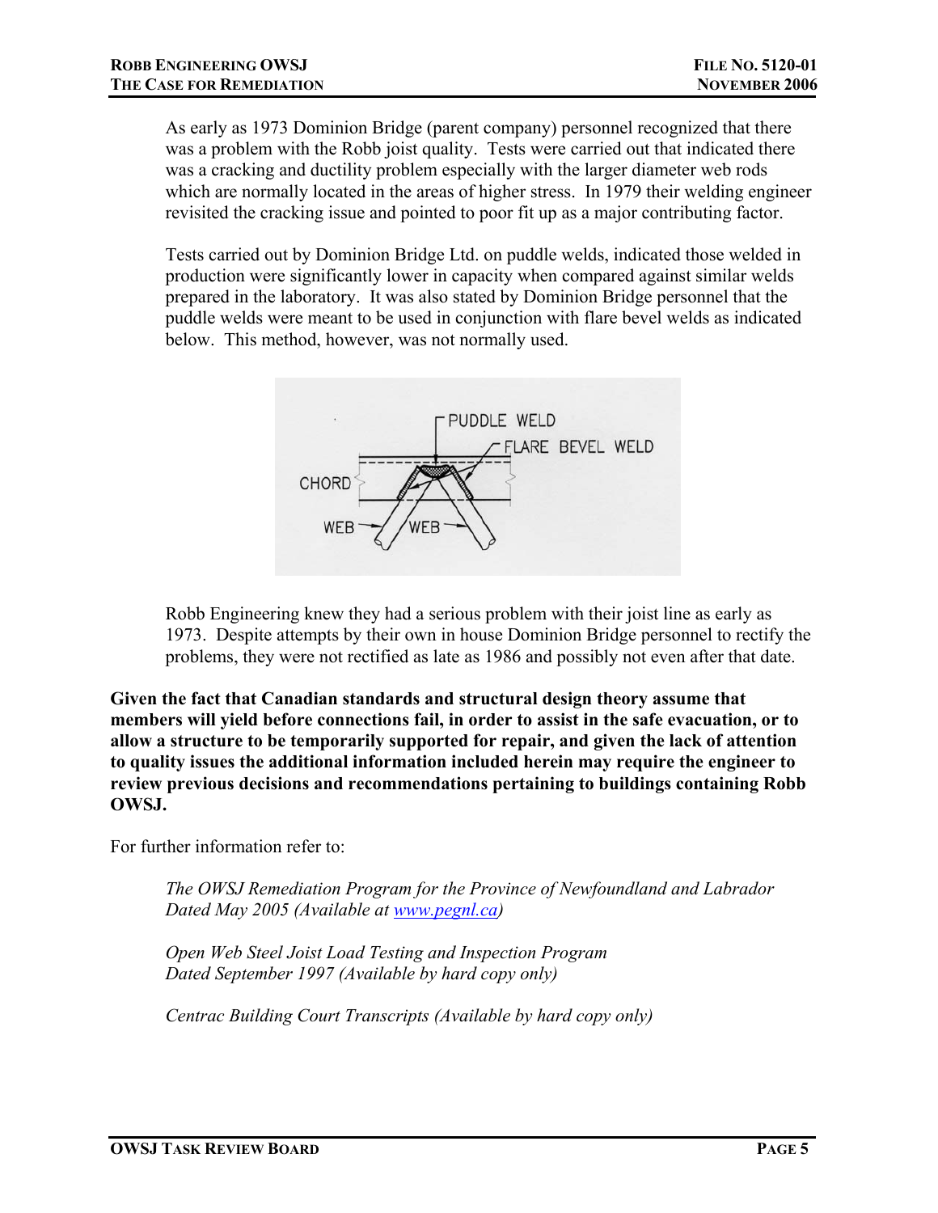As early as 1973 Dominion Bridge (parent company) personnel recognized that there was a problem with the Robb joist quality. Tests were carried out that indicated there was a cracking and ductility problem especially with the larger diameter web rods which are normally located in the areas of higher stress. In 1979 their welding engineer revisited the cracking issue and pointed to poor fit up as a major contributing factor.

Tests carried out by Dominion Bridge Ltd. on puddle welds, indicated those welded in production were significantly lower in capacity when compared against similar welds prepared in the laboratory. It was also stated by Dominion Bridge personnel that the puddle welds were meant to be used in conjunction with flare bevel welds as indicated below. This method, however, was not normally used.

Robb Engineering knew they had a serious problem with their joist line as early as 1973. Despite attempts by their own in house Dominion Bridge personnel to rectify the problems, they were not rectified as late as 1986 and possibly not even after that date.

**Given the fact that Canadian standards and structural design theory assume that members will yield before connections fail, in order to assist in the safe evacuation, or to allow a structure to be temporarily supported for repair, and given the lack of attention to quality issues the additional information included herein may require the engineer to review previous decisions and recommendations pertaining to buildings containing Robb OWSJ.**

For further information refer to:

*The OWSJ Remediation Program for the Province of Newfoundland and Labrador Dated May 2005 (Available at www.pegnl.ca)*

*Open Web Steel Joist Load Testing and Inspection Program Dated September 1997 (Available by hard copy only)*

*Centrac Building Court Transcripts (Available by hard copy only)*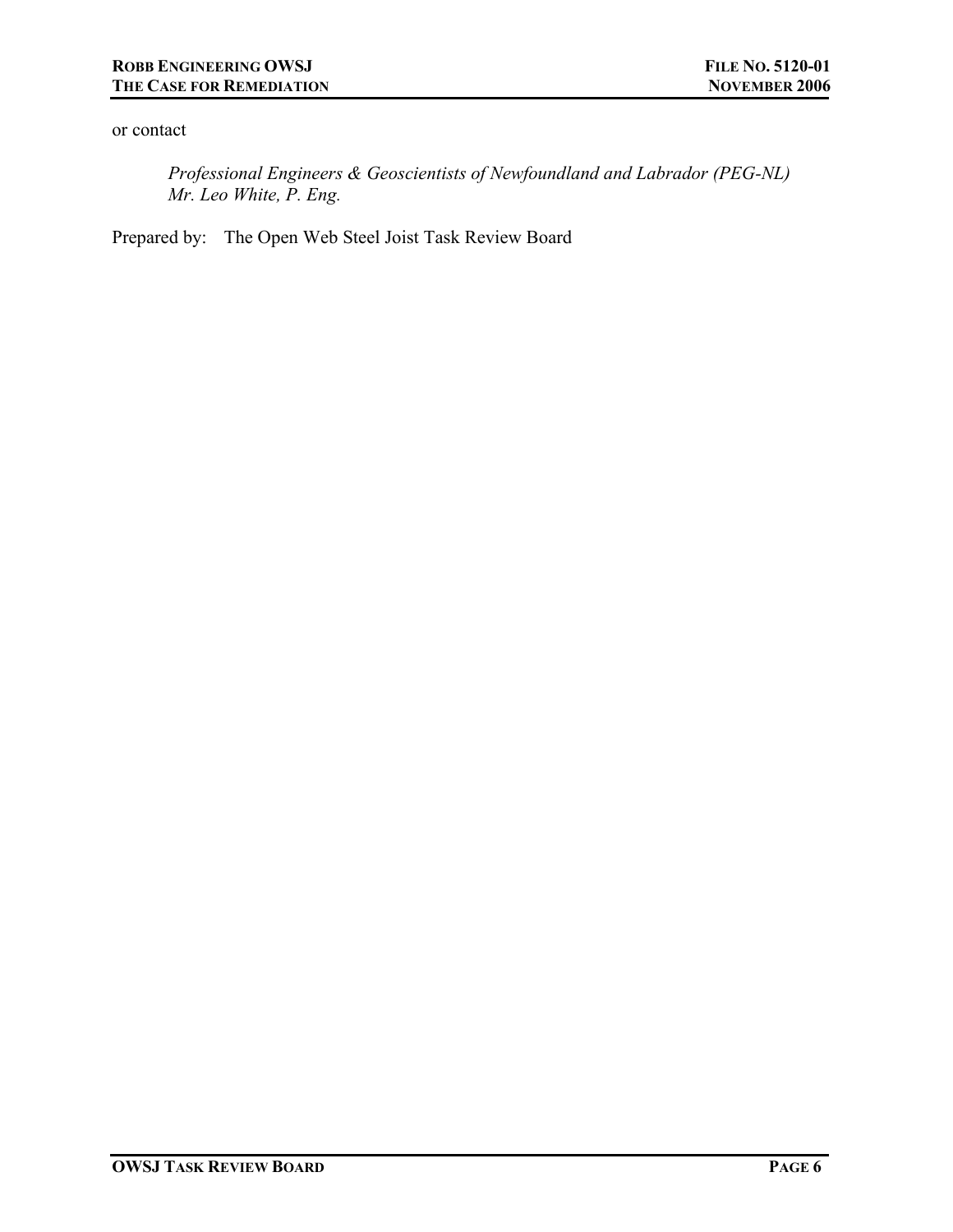or contact

> *Professional Engineers & Geoscientists of Newfoundland and Labrador (PEG-NL)*
> *Mr. Leo White, P. Eng.*

Prepared by: The Open Web Steel Joist Task Review Board